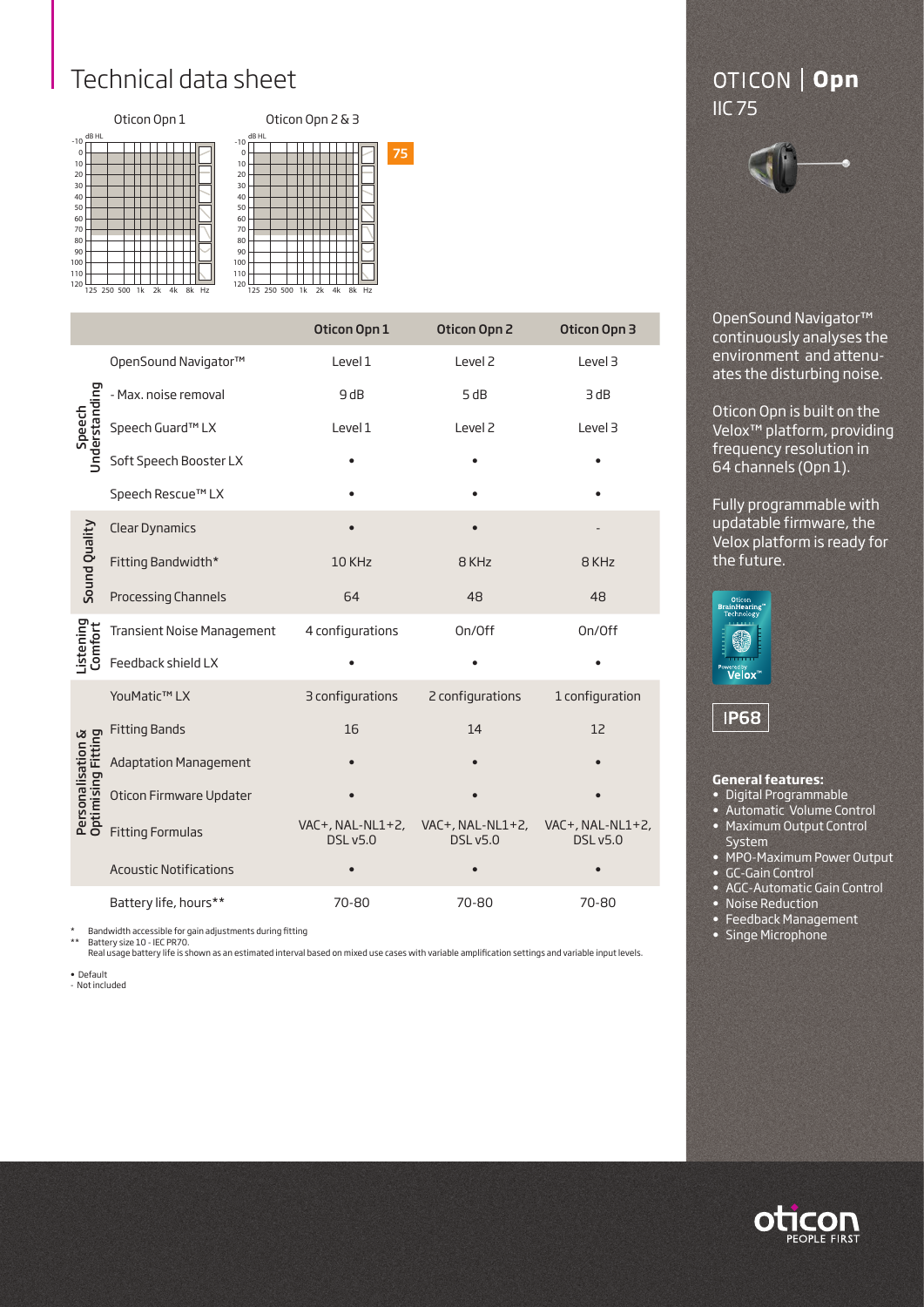# Technical data sheet

Oticon Opn 1

Oticon Opn 2 & 3

75

| | | Oticon Opn 1 | Oticon Opn 2 | Oticon Opn 3 |
|---|---|---|---|---|
| Speech Understanding | OpenSound Navigator™ | Level 1 | Level 2 | Level 3 |
| | - Max. noise removal | 9 dB | 5 dB | 3 dB |
| | Speech Guard™ LX | Level 1 | Level 2 | Level 3 |
| | Soft Speech Booster LX | • | • | • |
| | Speech Rescue™ LX | • | • | • |
| Sound Quality | Clear Dynamics | • | • | - |
| | Fitting Bandwidth* | 10 KHz | 8 KHz | 8 KHz |
| | Processing Channels | 64 | 48 | 48 |
| Listening Comfort | Transient Noise Management | 4 configurations | On/Off | On/Off |
| | Feedback shield LX | • | • | • |
| Personalisation & Optimising Fitting | YouMatic™ LX | 3 configurations | 2 configurations | 1 configuration |
| | Fitting Bands | 16 | 14 | 12 |
| | Adaptation Management | • | • | • |
| | Oticon Firmware Updater | • | • | • |
| | Fitting Formulas | VAC+, NAL-NL1+2, DSL v5.0 | VAC+, NAL-NL1+2, DSL v5.0 | VAC+, NAL-NL1+2, DSL v5.0 |
| | Acoustic Notifications | • | • | • |
| | Battery life, hours** | 70-80 | 70-80 | 70-80 |

\* Bandwidth accessible for gain adjustments during fitting

\*\* Battery size 10 - IEC PR70.
Real usage battery life is shown as an estimated interval based on mixed use cases with variable amplification settings and variable input levels.

• Default
- Not included

## OTICON | Opn
IIC 75

OpenSound Navigator™ continuously analyses the environment and attenuates the disturbing noise.

Oticon Opn is built on the Velox™ platform, providing frequency resolution in 64 channels (Opn 1).

Fully programmable with updatable firmware, the Velox platform is ready for the future.

Oticon BrainHearing™ Technology — Powered by Velox™

IP68

**General features:**

- Digital Programmable
- Automatic Volume Control
- Maximum Output Control System
- MPO-Maximum Power Output
- GC-Gain Control
- AGC-Automatic Gain Control
- Noise Reduction
- Feedback Management
- Singe Microphone

oticon PEOPLE FIRST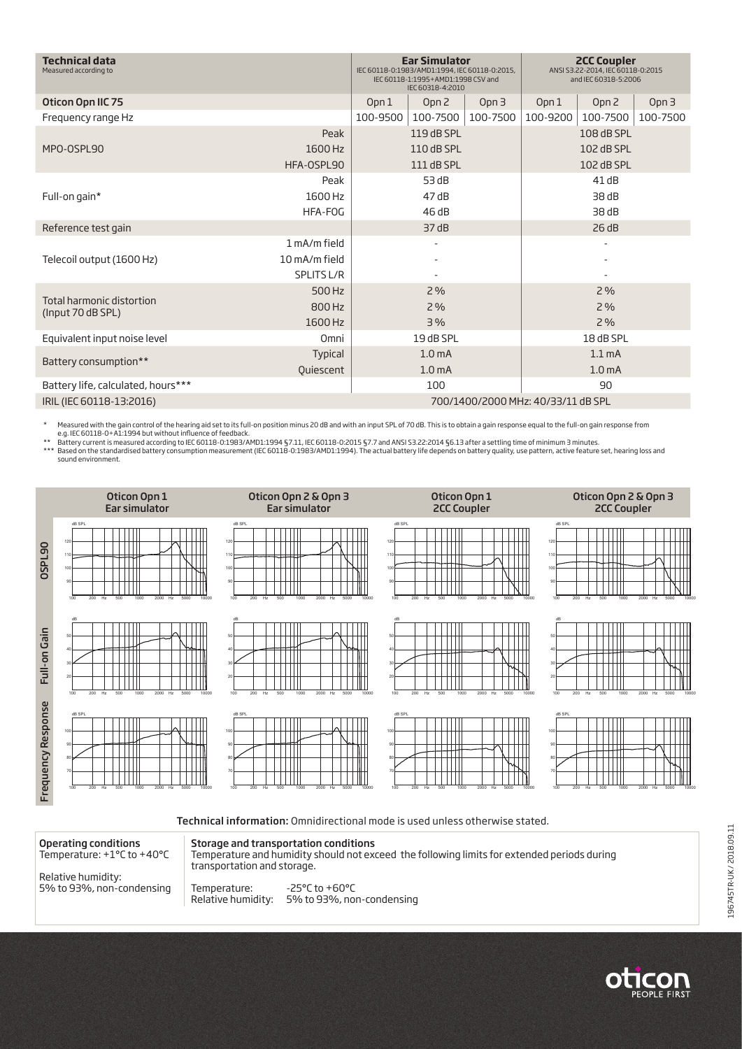| **Technical data**<br>Measured according to | | **Ear Simulator**<br>IEC 60118-0:1983/AMD1:1994, IEC 60118-0:2015, IEC 60118-1:1995+AMD1:1998 CSV and IEC 60318-4:2010 | | | **2CC Coupler**<br>ANSI S3.22-2014, IEC 60118-0:2015 and IEC 60318-5:2006 | | |
|---|---|---|---|---|---|---|---|
| **Oticon Opn IIC 75** | | Opn 1 | Opn 2 | Opn 3 | Opn 1 | Opn 2 | Opn 3 |
| Frequency range Hz | | 100-9500 | 100-7500 | 100-7500 | 100-9200 | 100-7500 | 100-7500 |
| MPO-OSPL90 | Peak | 119 dB SPL | | | 108 dB SPL | | |
| | 1600 Hz | 110 dB SPL | | | 102 dB SPL | | |
| | HFA-OSPL90 | 111 dB SPL | | | 102 dB SPL | | |
| Full-on gain* | Peak | 53 dB | | | 41 dB | | |
| | 1600 Hz | 47 dB | | | 38 dB | | |
| | HFA-FOG | 46 dB | | | 38 dB | | |
| Reference test gain | | 37 dB | | | 26 dB | | |
| Telecoil output (1600 Hz) | 1 mA/m field | - | | | - | | |
| | 10 mA/m field | - | | | - | | |
| | SPLITS L/R | - | | | - | | |
| Total harmonic distortion (Input 70 dB SPL) | 500 Hz | 2 % | | | 2 % | | |
| | 800 Hz | 2 % | | | 2 % | | |
| | 1600 Hz | 3 % | | | 2 % | | |
| Equivalent input noise level | Omni | 19 dB SPL | | | 18 dB SPL | | |
| Battery consumption** | Typical | 1.0 mA | | | 1.1 mA | | |
| | Quiescent | 1.0 mA | | | 1.0 mA | | |
| Battery life, calculated, hours*** | | 100 | | | 90 | | |
| IRIL (IEC 60118-13:2016) | | 700/1400/2000 MHz: 40/33/11 dB SPL | | | | | |

\* Measured with the gain control of the hearing aid set to its full-on position minus 20 dB and with an input SPL of 70 dB. This is to obtain a gain response equal to the full-on gain response from e.g. IEC 60118-0+A1:1994 but without influence of feedback.

\** Battery current is measured according to IEC 60118-0:1983/AMD1:1994 §7.11, IEC 60118-0:2015 §7.7 and ANSI S3.22:2014 §6.13 after a settling time of minimum 3 minutes.

\*** Based on the standardised battery consumption measurement (IEC 60118-0:1983/AMD1:1994). The actual battery life depends on battery quality, use pattern, active feature set, hearing loss and sound environment.

Oticon Opn 1 Ear simulator

Oticon Opn 2 & Opn 3 Ear simulator

Oticon Opn 1 2CC Coupler

Oticon Opn 2 & Opn 3 2CC Coupler

OSPL90

Full-on Gain

Frequency Response

**Technical information:** Omnidirectional mode is used unless otherwise stated.

**Operating conditions**
Temperature: +1°C to +40°C

Relative humidity:
5% to 93%, non-condensing

**Storage and transportation conditions**
Temperature and humidity should not exceed the following limits for extended periods during transportation and storage.

Temperature: -25°C to +60°C
Relative humidity: 5% to 93%, non-condensing

196745TR-UK / 2018.09.11